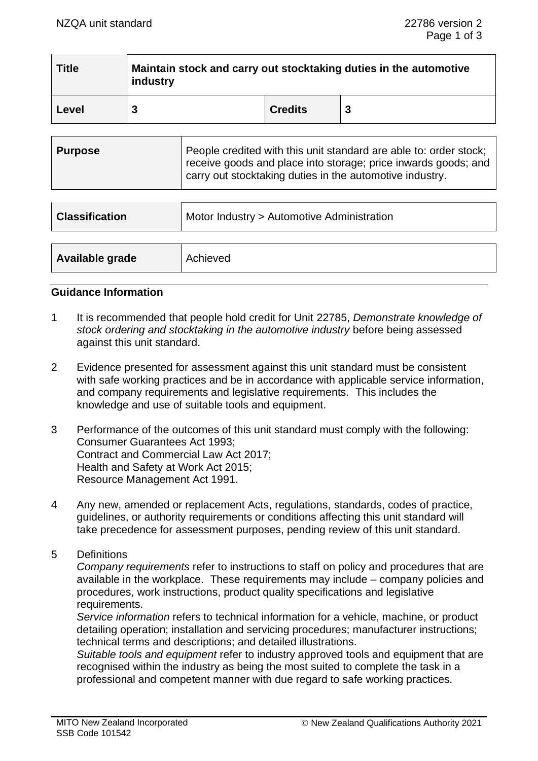| Title | Maintain stock and carry out stocktaking duties in the automotive industry | | |
|---|---|---|---|
| Level | 3 | Credits | 3 |

| Purpose | People credited with this unit standard are able to: order stock; receive goods and place into storage; price inwards goods; and carry out stocktaking duties in the automotive industry. |
|---|---|

| Classification | Motor Industry > Automotive Administration |
|---|---|

| Available grade | Achieved |
|---|---|

## Guidance Information

1 It is recommended that people hold credit for Unit 22785, *Demonstrate knowledge of stock ordering and stocktaking in the automotive industry* before being assessed against this unit standard.

2 Evidence presented for assessment against this unit standard must be consistent with safe working practices and be in accordance with applicable service information, and company requirements and legislative requirements. This includes the knowledge and use of suitable tools and equipment.

3 Performance of the outcomes of this unit standard must comply with the following:
Consumer Guarantees Act 1993;
Contract and Commercial Law Act 2017;
Health and Safety at Work Act 2015;
Resource Management Act 1991.

4 Any new, amended or replacement Acts, regulations, standards, codes of practice, guidelines, or authority requirements or conditions affecting this unit standard will take precedence for assessment purposes, pending review of this unit standard.

5 Definitions
*Company requirements* refer to instructions to staff on policy and procedures that are available in the workplace. These requirements may include – company policies and procedures, work instructions, product quality specifications and legislative requirements.
*Service information* refers to technical information for a vehicle, machine, or product detailing operation; installation and servicing procedures; manufacturer instructions; technical terms and descriptions; and detailed illustrations.
*Suitable tools and equipment* refer to industry approved tools and equipment that are recognised within the industry as being the most suited to complete the task in a professional and competent manner with due regard to safe working practices.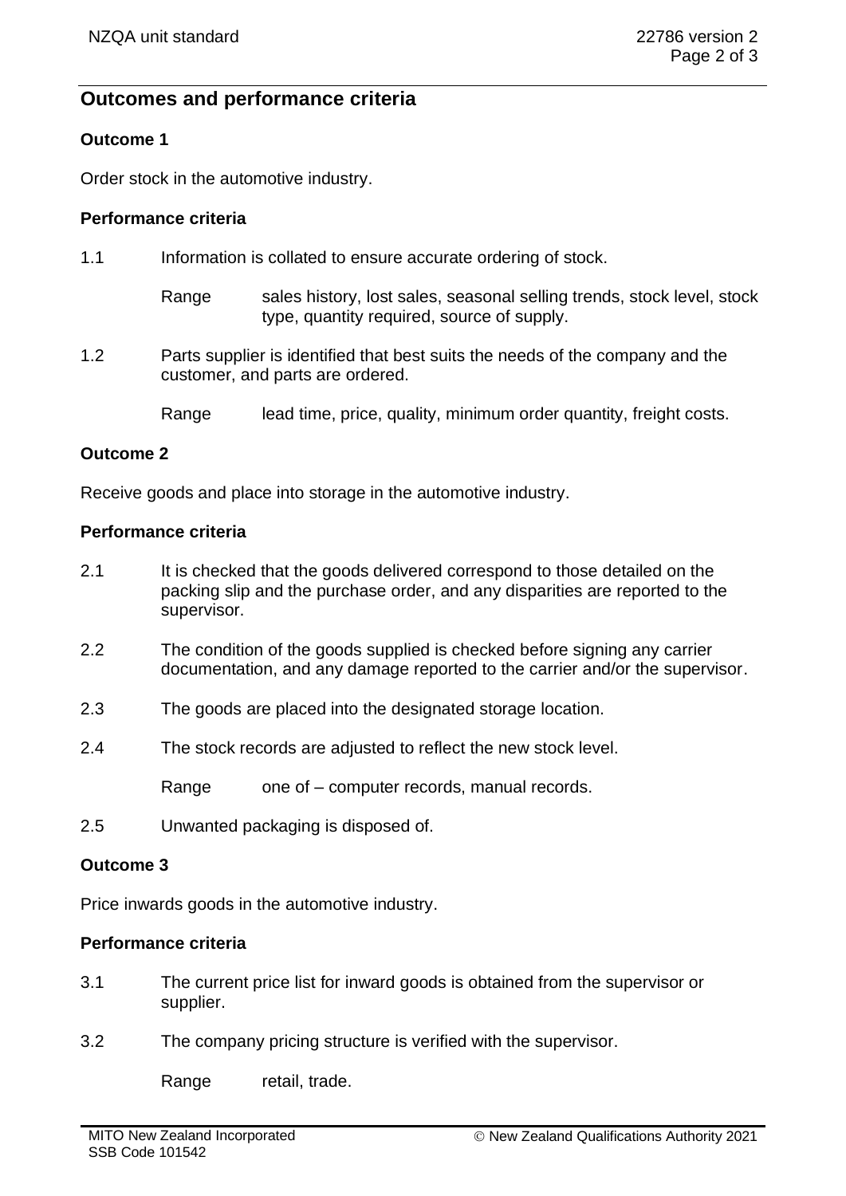## Outcomes and performance criteria

### Outcome 1

Order stock in the automotive industry.

#### Performance criteria

1.1 Information is collated to ensure accurate ordering of stock.

Range sales history, lost sales, seasonal selling trends, stock level, stock type, quantity required, source of supply.

1.2 Parts supplier is identified that best suits the needs of the company and the customer, and parts are ordered.

Range lead time, price, quality, minimum order quantity, freight costs.

### Outcome 2

Receive goods and place into storage in the automotive industry.

#### Performance criteria

2.1 It is checked that the goods delivered correspond to those detailed on the packing slip and the purchase order, and any disparities are reported to the supervisor.

2.2 The condition of the goods supplied is checked before signing any carrier documentation, and any damage reported to the carrier and/or the supervisor.

2.3 The goods are placed into the designated storage location.

2.4 The stock records are adjusted to reflect the new stock level.

Range one of – computer records, manual records.

2.5 Unwanted packaging is disposed of.

### Outcome 3

Price inwards goods in the automotive industry.

#### Performance criteria

3.1 The current price list for inward goods is obtained from the supervisor or supplier.

3.2 The company pricing structure is verified with the supervisor.

Range retail, trade.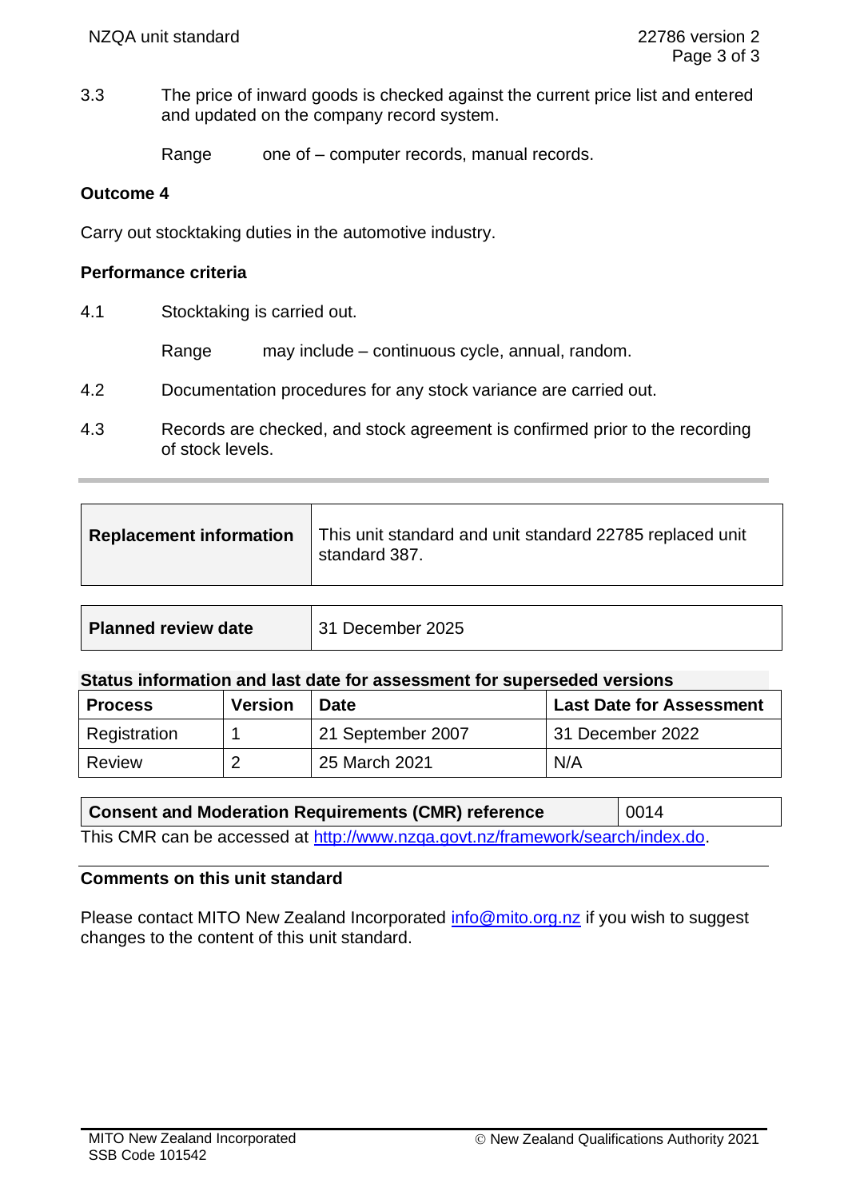3.3 The price of inward goods is checked against the current price list and entered and updated on the company record system.

Range one of – computer records, manual records.

**Outcome 4**

Carry out stocktaking duties in the automotive industry.

**Performance criteria**

4.1 Stocktaking is carried out.

Range may include – continuous cycle, annual, random.

4.2 Documentation procedures for any stock variance are carried out.

4.3 Records are checked, and stock agreement is confirmed prior to the recording of stock levels.

| | |
|---|---|
| **Replacement information** | This unit standard and unit standard 22785 replaced unit standard 387. |

| | |
|---|---|
| **Planned review date** | 31 December 2025 |

**Status information and last date for assessment for superseded versions**

| Process | Version | Date | Last Date for Assessment |
|---|---|---|---|
| Registration | 1 | 21 September 2007 | 31 December 2022 |
| Review | 2 | 25 March 2021 | N/A |

| | |
|---|---|
| **Consent and Moderation Requirements (CMR) reference** | 0014 |

This CMR can be accessed at http://www.nzqa.govt.nz/framework/search/index.do.

**Comments on this unit standard**

Please contact MITO New Zealand Incorporated info@mito.org.nz if you wish to suggest changes to the content of this unit standard.